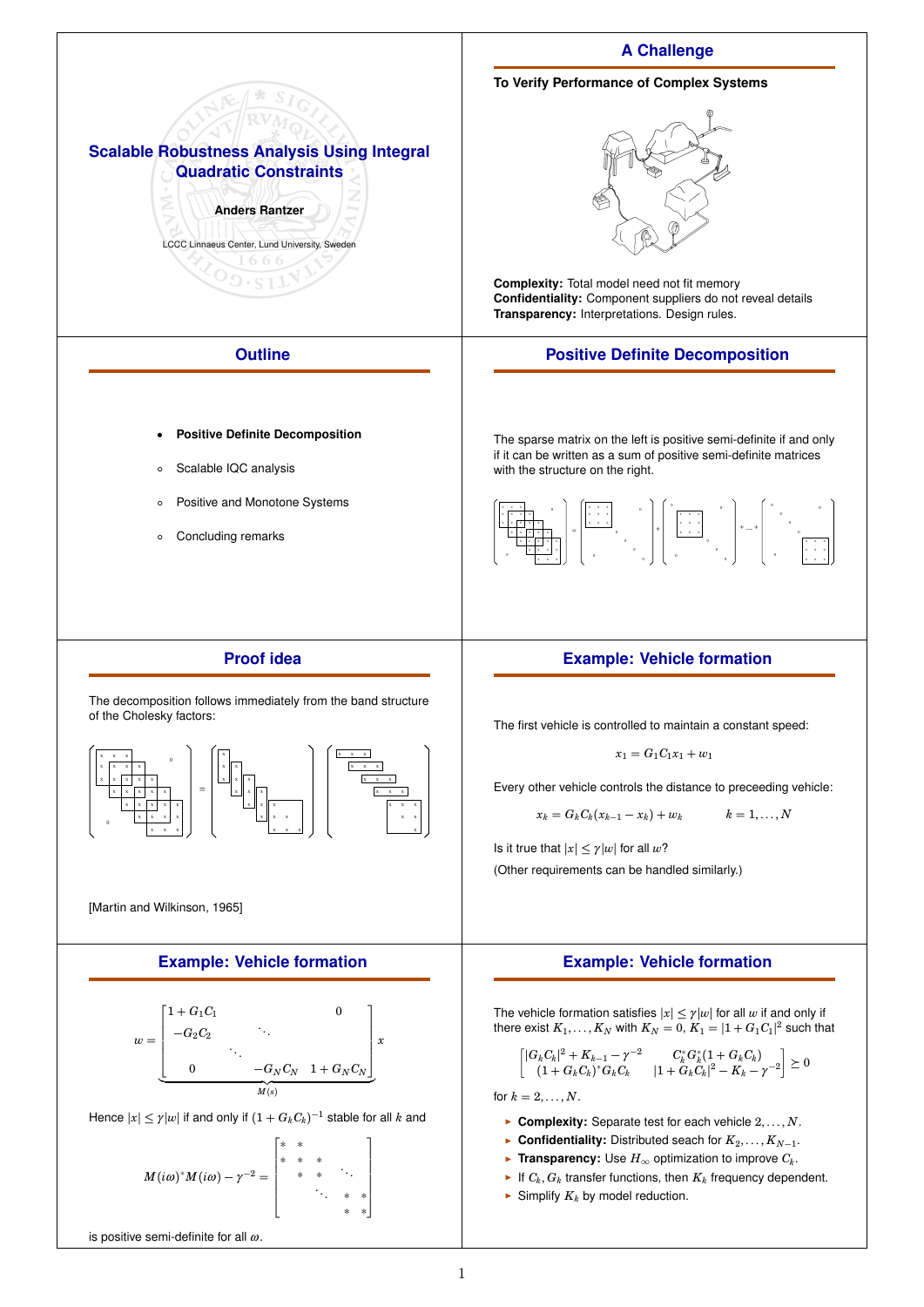# Scalable Robustness Analysis Using Integral Quadratic Constraints

**Anders Rantzer**

LCCC Linnaeus Center, Lund University, Sweden

## A Challenge

**To Verify Performance of Complex Systems**

**Complexity:** Total model need not fit memory
**Confidentiality:** Component suppliers do not reveal details
**Transparency:** Interpretations. Design rules.

## Outline

- **Positive Definite Decomposition**
- Scalable IQC analysis
- Positive and Monotone Systems
- Concluding remarks

## Positive Definite Decomposition

The sparse matrix on the left is positive semi-definite if and only if it can be written as a sum of positive semi-definite matrices with the structure on the right.

## Proof idea

The decomposition follows immediately from the band structure of the Cholesky factors:

[Martin and Wilkinson, 1965]

## Example: Vehicle formation

The first vehicle is controlled to maintain a constant speed:

$$x_1 = G_1C_1x_1 + w_1$$

Every other vehicle controls the distance to preceeding vehicle:

$$x_k = G_kC_k(x_{k-1} - x_k) + w_k \qquad k = 1, \dots, N$$

Is it true that $|x| \leq \gamma|w|$ for all $w$?

(Other requirements can be handled similarly.)

## Example: Vehicle formation

$$w = \underbrace{\begin{bmatrix} 1+G_1C_1 & & & 0 \\ -G_2C_2 & \ddots & & \\ & \ddots & & \\ 0 & & -G_NC_N & 1+G_NC_N \end{bmatrix}}_{M(s)} x$$

Hence $|x| \leq \gamma|w|$ if and only if $(1+G_kC_k)^{-1}$ stable for all $k$ and

$$M(i\omega)^*M(i\omega) - \gamma^{-2} = \begin{bmatrix} * & * & & & \\ * & * & * & & \\ & * & * & \ddots & \\ & & \ddots & * & * \\ & & & * & * \end{bmatrix}$$

is positive semi-definite for all $\omega$.

## Example: Vehicle formation

The vehicle formation satisfies $|x| \leq \gamma|w|$ for all $w$ if and only if there exist $K_1, \dots, K_N$ with $K_N = 0$, $K_1 = |1 + G_1C_1|^2$ such that

$$\begin{bmatrix} |G_kC_k|^2 + K_{k-1} - \gamma^{-2} & C_k^*G_k^*(1+G_kC_k) \\ (1+G_kC_k)^*G_kC_k & |1+G_kC_k|^2 - K_k - \gamma^{-2} \end{bmatrix} \succeq 0$$

for $k = 2, \dots, N$.

- **Complexity:** Separate test for each vehicle $2, \dots, N$.
- **Confidentiality:** Distributed seach for $K_2, \dots, K_{N-1}$.
- **Transparency:** Use $H_\infty$ optimization to improve $C_k$.
- If $C_k, G_k$ transfer functions, then $K_k$ frequency dependent.
- Simplify $K_k$ by model reduction.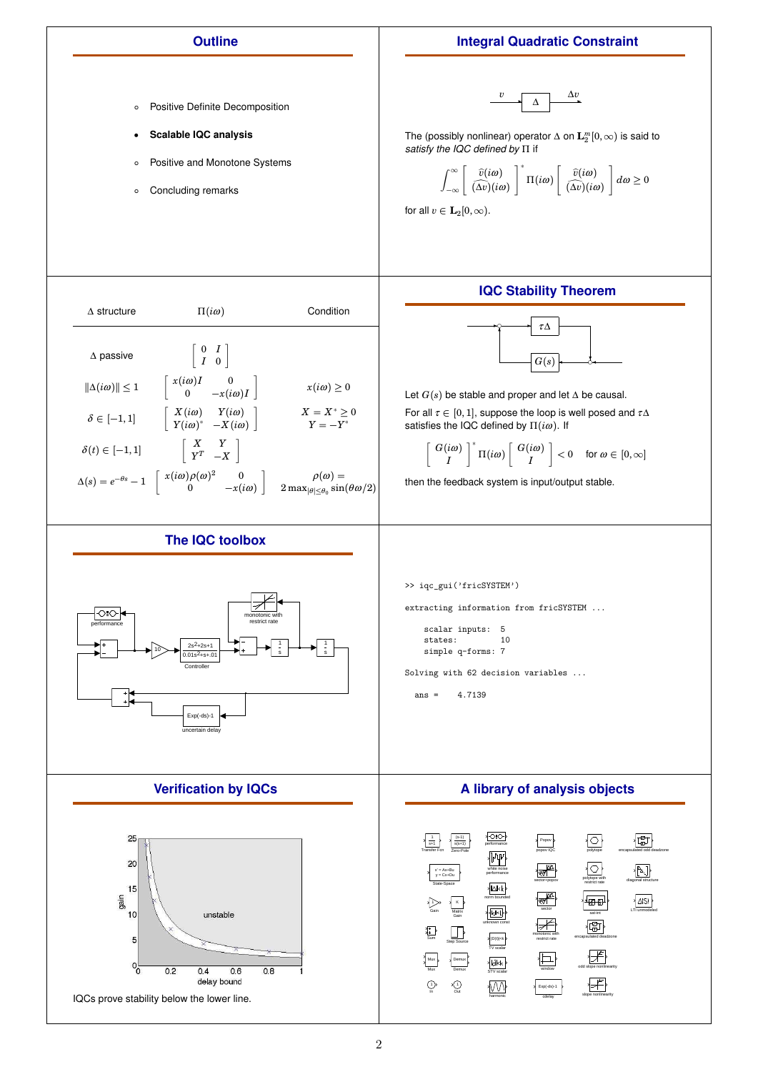## Outline

- Positive Definite Decomposition
- **Scalable IQC analysis**
- Positive and Monotone Systems
- Concluding remarks

## Integral Quadratic Constraint

The (possibly nonlinear) operator $\Delta$ on $\mathbf{L}_2^m[0,\infty)$ is said to *satisfy the IQC defined by* $\Pi$ if

$$\int_{-\infty}^{\infty} \begin{bmatrix} \widehat{v}(i\omega) \\ \widehat{(\Delta v)}(i\omega) \end{bmatrix}^* \Pi(i\omega) \begin{bmatrix} \widehat{v}(i\omega) \\ \widehat{(\Delta v)}(i\omega) \end{bmatrix} d\omega \geq 0$$

for all $v \in \mathbf{L}_2[0,\infty)$.

| $\Delta$ structure | $\Pi(i\omega)$ | Condition |
|---|---|---|
| $\Delta$ passive | $\begin{bmatrix} 0 & I \\ I & 0 \end{bmatrix}$ | |
| $\|\Delta(i\omega)\| \leq 1$ | $\begin{bmatrix} x(i\omega)I & 0 \\ 0 & -x(i\omega)I \end{bmatrix}$ | $x(i\omega) \geq 0$ |
| $\delta \in [-1,1]$ | $\begin{bmatrix} X(i\omega) & Y(i\omega) \\ Y(i\omega)^* & -X(i\omega) \end{bmatrix}$ | $X = X^* \geq 0$, $Y = -Y^*$ |
| $\delta(t) \in [-1,1]$ | $\begin{bmatrix} X & Y \\ Y^T & -X \end{bmatrix}$ | |
| $\Delta(s) = e^{-\theta s} - 1$ | $\begin{bmatrix} x(i\omega)\rho(\omega)^2 & 0 \\ 0 & -x(i\omega) \end{bmatrix}$ | $\rho(\omega) = 2\max_{\|\theta\|\leq\theta_0} \sin(\theta\omega/2)$ |

## IQC Stability Theorem

Let $G(s)$ be stable and proper and let $\Delta$ be causal.

For all $\tau \in [0,1]$, suppose the loop is well posed and $\tau\Delta$ satisfies the IQC defined by $\Pi(i\omega)$. If

$$\begin{bmatrix} G(i\omega) \\ I \end{bmatrix}^* \Pi(i\omega) \begin{bmatrix} G(i\omega) \\ I \end{bmatrix} < 0 \quad \text{for } \omega \in [0,\infty]$$

then the feedback system is input/output stable.

## The IQC toolbox

```
>> iqc_gui('fricSYSTEM')

extracting information from fricSYSTEM ...

    scalar inputs:  5
    states:         10
    simple q-forms: 7

Solving with 62 decision variables ...

  ans =     4.7139
```

## Verification by IQCs

IQCs prove stability below the lower line.

## A library of analysis objects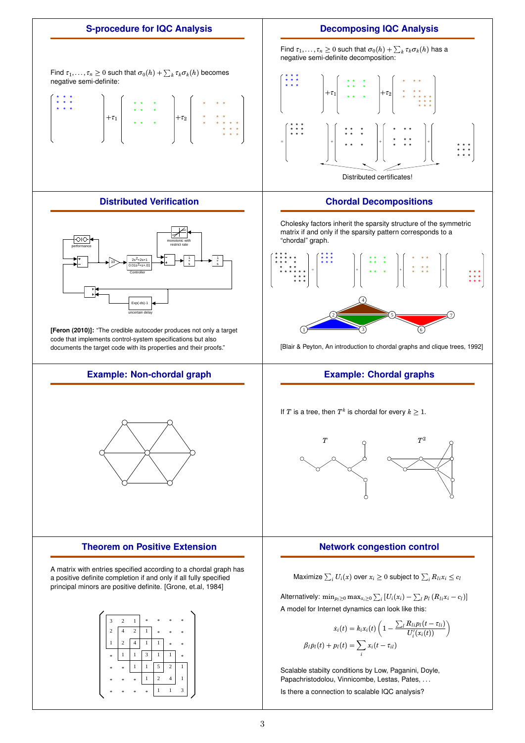## S-procedure for IQC Analysis

Find $\tau_1, \ldots, \tau_n \geq 0$ such that $\sigma_0(h) + \sum_k \tau_k \sigma_k(h)$ becomes negative semi-definite:

## Decomposing IQC Analysis

Find $\tau_1, \ldots, \tau_n \geq 0$ such that $\sigma_0(h) + \sum_k \tau_k \sigma_k(h)$ has a negative semi-definite decomposition:

Distributed certificates!

## Distributed Verification

**[Feron (2010)]:** "The credible autocoder produces not only a target code that implements control-system specifications but also documents the target code with its properties and their proofs."

## Chordal Decompositions

Cholesky factors inherit the sparsity structure of the symmetric matrix if and only if the sparsity pattern corresponds to a "chordal" graph.

[Blair & Peyton, An introduction to chordal graphs and clique trees, 1992]

## Example: Non-chordal graph

## Example: Chordal graphs

If $T$ is a tree, then $T^k$ is chordal for every $k \geq 1$.

## Theorem on Positive Extension

A matrix with entries specified according to a chordal graph has a positive definite completion if and only if all fully specified principal minors are positive definite. [Grone, et.al, 1984]

| | | | | | | |
|---|---|---|---|---|---|---|
| 3 | 2 | 1 | * | * | * | * |
| 2 | 4 | 2 | 1 | * | * | * |
| 1 | 2 | 4 | 1 | 1 | * | * |
| * | 1 | 1 | 3 | 1 | 1 | * |
| * | * | 1 | 1 | 5 | 2 | 1 |
| * | * | * | 1 | 2 | 4 | 1 |
| * | * | * | * | 1 | 1 | 3 |

## Network congestion control

Maximize $\sum_i U_i(x)$ over $x_i \geq 0$ subject to $\sum_i R_{li} x_i \leq c_l$

Alternatively: $\min_{p_l \geq 0} \max_{x_i \geq 0} \sum_i \left[U_i(x_i) - \sum_l p_l \left(R_{li} x_i - c_l\right)\right]$

A model for Internet dynamics can look like this:

$$\dot{x}_i(t) = k_i x_i(t) \left(1 - \frac{\sum_l R_{li} p_l(t - \tau_{li})}{U_i'(x_i(t))}\right)$$

$$\beta_l \dot{p}_l(t) + p_l(t) = \sum_i x_i(t - \tau_{il})$$

Scalable stabilty conditions by Low, Paganini, Doyle, Papachristodolou, Vinnicombe, Lestas, Pates, ...

Is there a connection to scalable IQC analysis?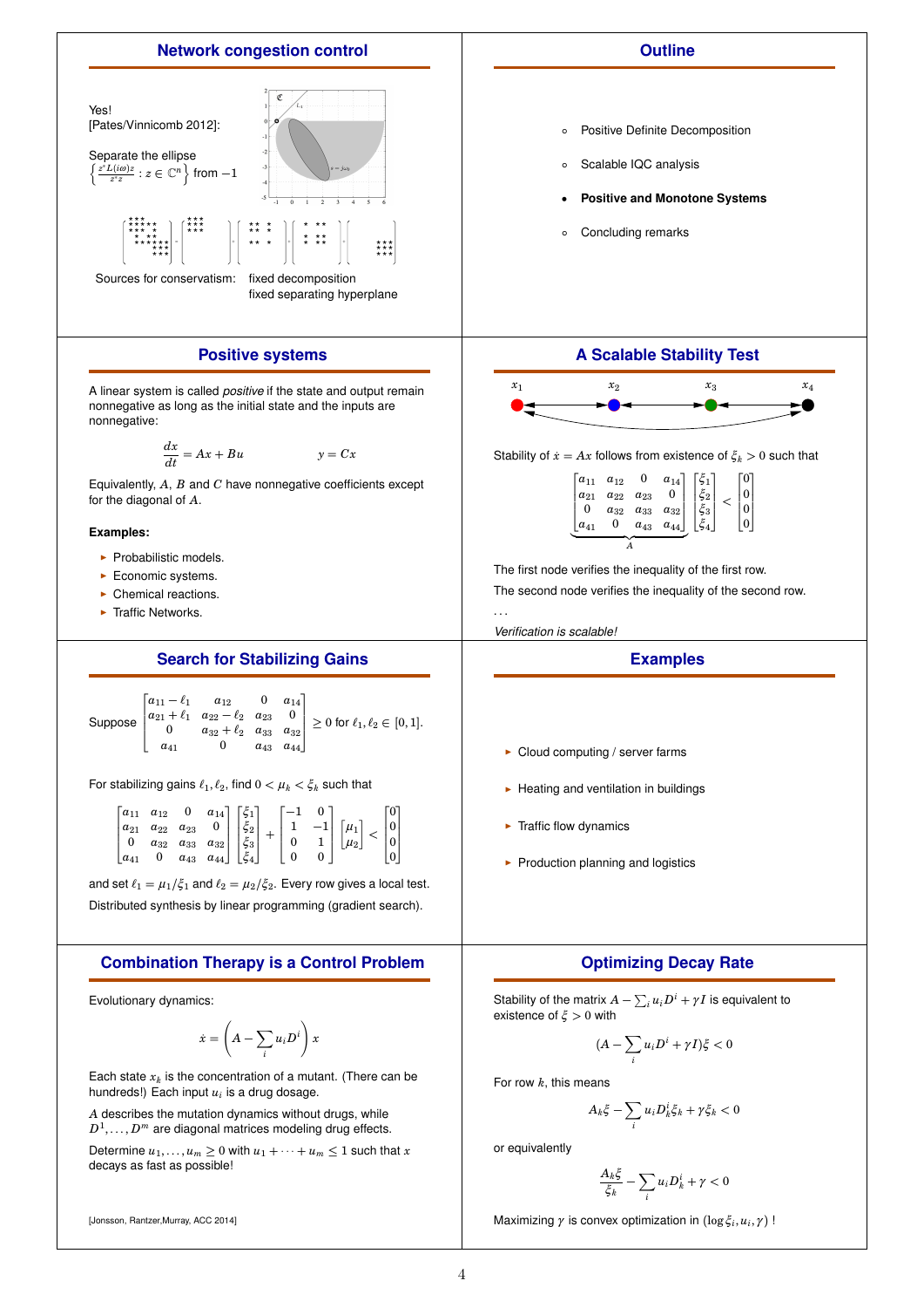## Network congestion control

Yes!
[Pates/Vinnicomb 2012]:

Separate the ellipse $\left\{\frac{z^* L(i\omega) z}{z^* z} : z \in \mathbb{C}^n\right\}$ from $-1$

Sources for conservatism: fixed decomposition
fixed separating hyperplane

## Outline

- Positive Definite Decomposition
- Scalable IQC analysis
- **Positive and Monotone Systems**
- Concluding remarks

## Positive systems

A linear system is called *positive* if the state and output remain nonnegative as long as the initial state and the inputs are nonnegative:

$$\frac{dx}{dt} = Ax + Bu \qquad\qquad y = Cx$$

Equivalently, $A$, $B$ and $C$ have nonnegative coefficients except for the diagonal of $A$.

**Examples:**

- Probabilistic models.
- Economic systems.
- Chemical reactions.
- Traffic Networks.

## A Scalable Stability Test

$x_1$ $x_2$ $x_3$ $x_4$

Stability of $\dot{x} = Ax$ follows from existence of $\xi_k > 0$ such that

$$\underbrace{\begin{bmatrix} a_{11} & a_{12} & 0 & a_{14} \\ a_{21} & a_{22} & a_{23} & 0 \\ 0 & a_{32} & a_{33} & a_{32} \\ a_{41} & 0 & a_{43} & a_{44} \end{bmatrix}}_{A} \begin{bmatrix} \xi_1 \\ \xi_2 \\ \xi_3 \\ \xi_4 \end{bmatrix} < \begin{bmatrix} 0 \\ 0 \\ 0 \\ 0 \end{bmatrix}$$

The first node verifies the inequality of the first row.

The second node verifies the inequality of the second row.

...

*Verification is scalable!*

## Search for Stabilizing Gains

Suppose $\begin{bmatrix} a_{11} - \ell_1 & a_{12} & 0 & a_{14} \\ a_{21} + \ell_1 & a_{22} - \ell_2 & a_{23} & 0 \\ 0 & a_{32} + \ell_2 & a_{33} & a_{32} \\ a_{41} & 0 & a_{43} & a_{44} \end{bmatrix} \geq 0$ for $\ell_1, \ell_2 \in [0, 1]$.

For stabilizing gains $\ell_1, \ell_2$, find $0 < \mu_k < \xi_k$ such that

$$\begin{bmatrix} a_{11} & a_{12} & 0 & a_{14} \\ a_{21} & a_{22} & a_{23} & 0 \\ 0 & a_{32} & a_{33} & a_{32} \\ a_{41} & 0 & a_{43} & a_{44} \end{bmatrix} \begin{bmatrix} \xi_1 \\ \xi_2 \\ \xi_3 \\ \xi_4 \end{bmatrix} + \begin{bmatrix} -1 & 0 \\ 1 & -1 \\ 0 & 1 \\ 0 & 0 \end{bmatrix} \begin{bmatrix} \mu_1 \\ \mu_2 \end{bmatrix} < \begin{bmatrix} 0 \\ 0 \\ 0 \\ 0 \end{bmatrix}$$

and set $\ell_1 = \mu_1/\xi_1$ and $\ell_2 = \mu_2/\xi_2$. Every row gives a local test.

Distributed synthesis by linear programming (gradient search).

## Examples

- Cloud computing / server farms
- Heating and ventilation in buildings
- Traffic flow dynamics
- Production planning and logistics

## Combination Therapy is a Control Problem

Evolutionary dynamics:

$$\dot{x} = \left(A - \sum_i u_i D^i\right) x$$

Each state $x_k$ is the concentration of a mutant. (There can be hundreds!) Each input $u_i$ is a drug dosage.

$A$ describes the mutation dynamics without drugs, while $D^1, \ldots, D^m$ are diagonal matrices modeling drug effects.

Determine $u_1, \ldots, u_m \geq 0$ with $u_1 + \cdots + u_m \leq 1$ such that $x$ decays as fast as possible!

[Jonsson, Rantzer, Murray, ACC 2014]

## Optimizing Decay Rate

Stability of the matrix $A - \sum_i u_i D^i + \gamma I$ is equivalent to existence of $\xi > 0$ with

$$(A - \sum_i u_i D^i + \gamma I)\xi < 0$$

For row $k$, this means

$$A_k \xi - \sum_i u_i D^i_k \xi_k + \gamma \xi_k < 0$$

or equivalently

$$\frac{A_k \xi}{\xi_k} - \sum_i u_i D^i_k + \gamma < 0$$

Maximizing $\gamma$ is convex optimization in $(\log \xi_i, u_i, \gamma)$ !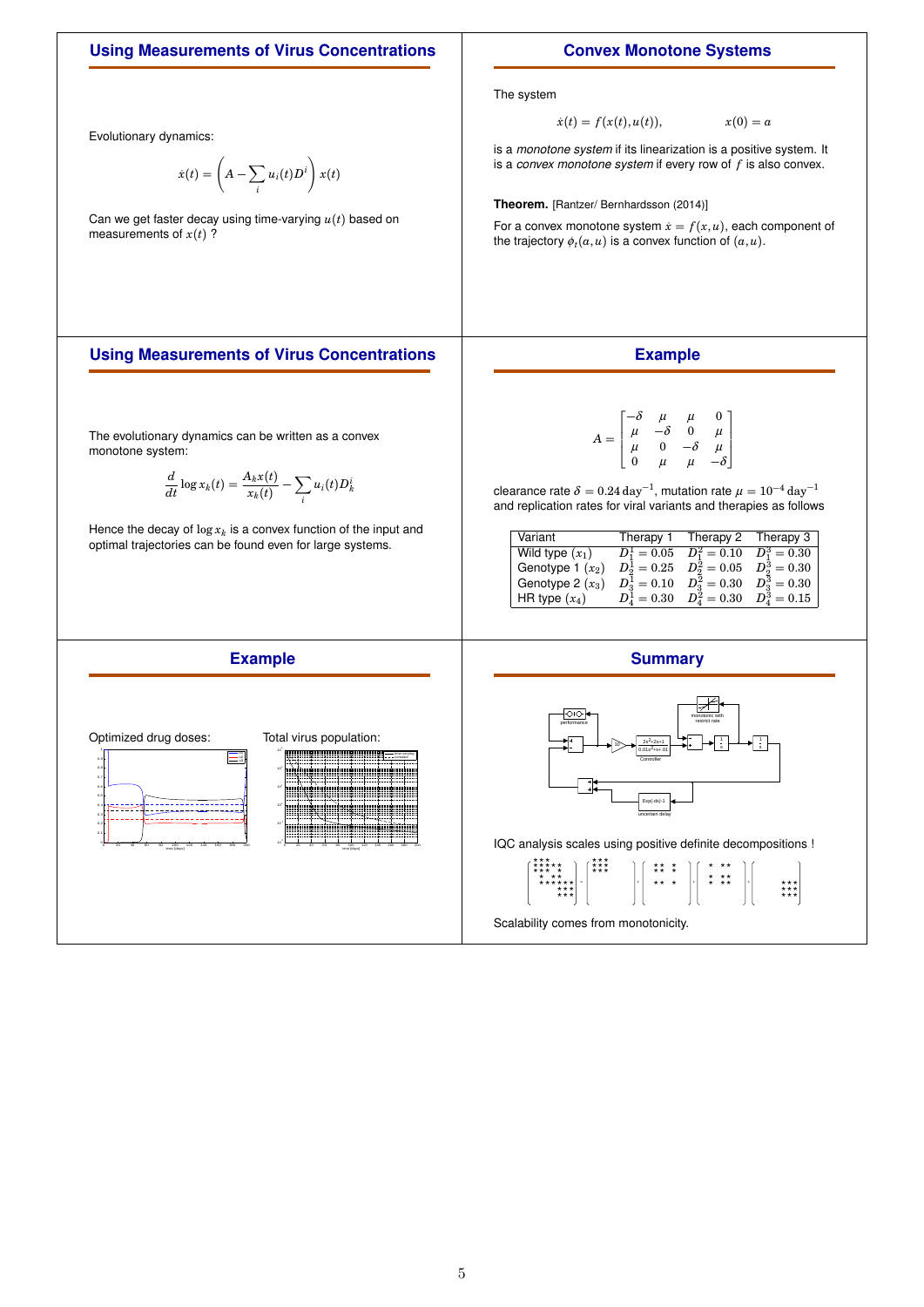## Using Measurements of Virus Concentrations

Evolutionary dynamics:

$$\dot{x}(t) = \left(A - \sum_i u_i(t) D^i\right) x(t)$$

Can we get faster decay using time-varying $u(t)$ based on measurements of $x(t)$ ?

## Convex Monotone Systems

The system

$$\dot{x}(t) = f(x(t), u(t)), \qquad x(0) = a$$

is a *monotone system* if its linearization is a positive system. It is a *convex monotone system* if every row of $f$ is also convex.

**Theorem.** [Rantzer/ Bernhardsson (2014)]

For a convex monotone system $\dot{x} = f(x, u)$, each component of the trajectory $\phi_t(a, u)$ is a convex function of $(a, u)$.

## Using Measurements of Virus Concentrations

The evolutionary dynamics can be written as a convex monotone system:

$$\frac{d}{dt} \log x_k(t) = \frac{A_k x(t)}{x_k(t)} - \sum_i u_i(t) D^i_k$$

Hence the decay of $\log x_k$ is a convex function of the input and optimal trajectories can be found even for large systems.

## Example

$$A = \begin{bmatrix} -\delta & \mu & \mu & 0 \\ \mu & -\delta & 0 & \mu \\ \mu & 0 & -\delta & \mu \\ 0 & \mu & \mu & -\delta \end{bmatrix}$$

clearance rate $\delta = 0.24\,\text{day}^{-1}$, mutation rate $\mu = 10^{-4}\,\text{day}^{-1}$ and replication rates for viral variants and therapies as follows

| Variant | Therapy 1 | Therapy 2 | Therapy 3 |
|---|---|---|---|
| Wild type ($x_1$) | $D^1_1 = 0.05$ | $D^2_1 = 0.10$ | $D^3_1 = 0.30$ |
| Genotype 1 ($x_2$) | $D^1_2 = 0.25$ | $D^2_2 = 0.05$ | $D^3_2 = 0.30$ |
| Genotype 2 ($x_3$) | $D^1_3 = 0.10$ | $D^2_3 = 0.30$ | $D^3_3 = 0.30$ |
| HR type ($x_4$) | $D^1_4 = 0.30$ | $D^2_4 = 0.30$ | $D^3_4 = 0.15$ |

## Example

Optimized drug doses:

time [days]

Total virus population:

time [days]

## Summary

performance

monotonic with restrict rate

Controller

uncertain delay

IQC analysis scales using positive definite decompositions !

Scalability comes from monotonicity.